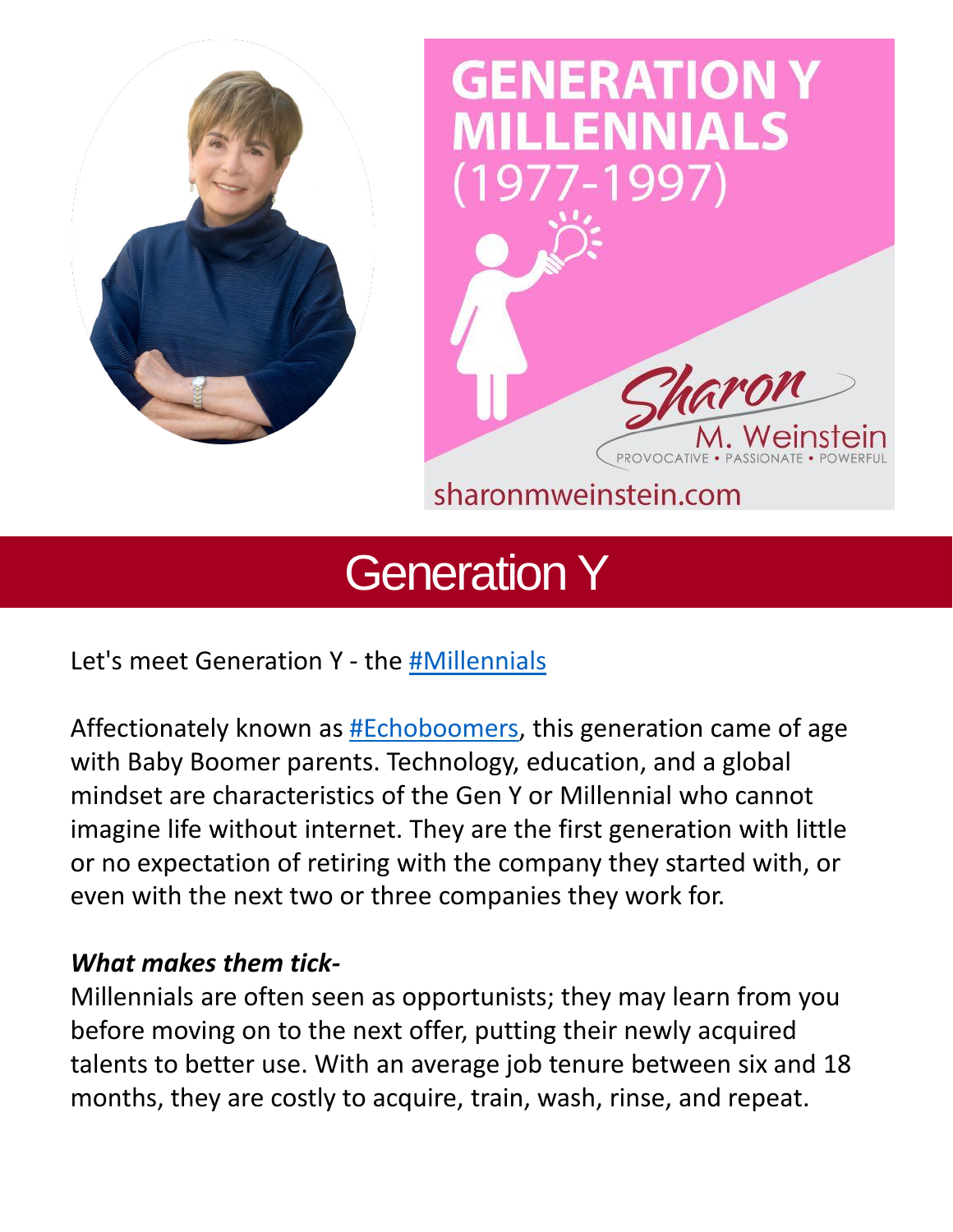# Generation Y

Let's meet Generation Y - the #Millennials

Affectionately known as #Echoboomers, this generation came of age with Baby Boomer parents. Technology, education, and a global mindset are characteristics of the Gen Y or Millennial who cannot imagine life without internet. They are the first generation with little or no expectation of retiring with the company they started with, or even with the next two or three companies they work for.

***What makes them tick-***

Millennials are often seen as opportunists; they may learn from you before moving on to the next offer, putting their newly acquired talents to better use. With an average job tenure between six and 18 months, they are costly to acquire, train, wash, rinse, and repeat.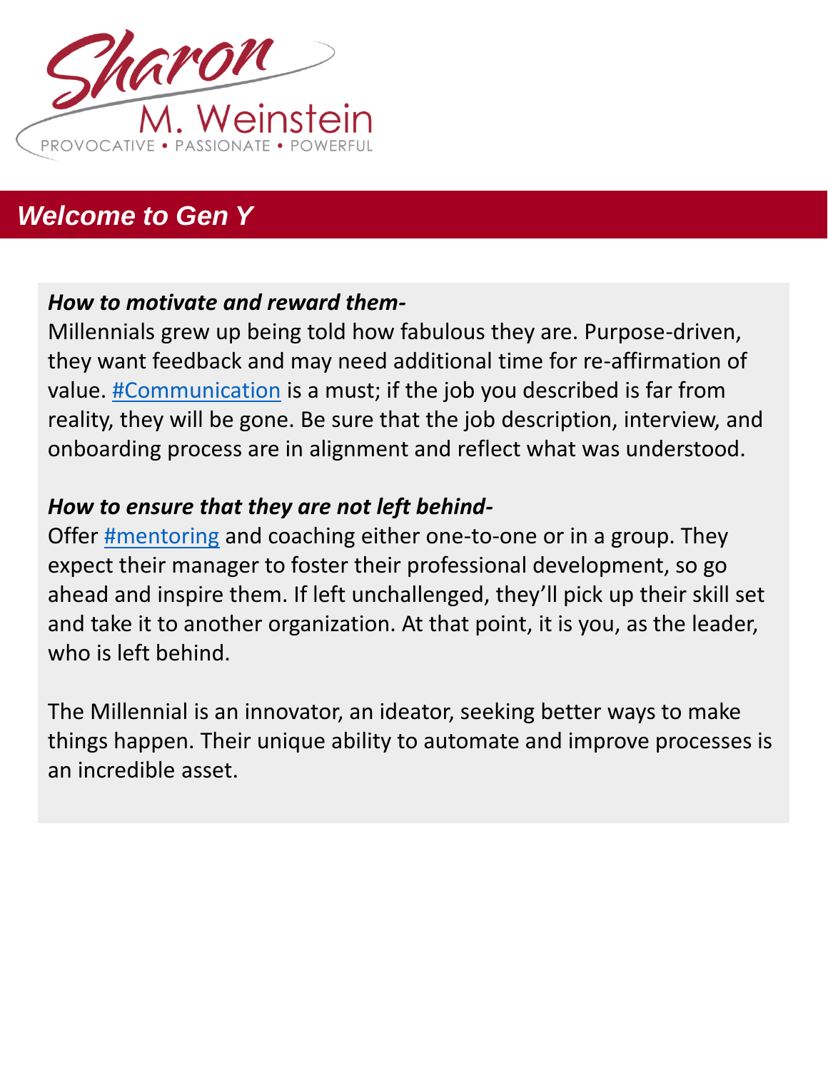Sharon M. Weinstein

PROVOCATIVE • PASSIONATE • POWERFUL

## *Welcome to Gen Y*

***How to motivate and reward them-***

Millennials grew up being told how fabulous they are. Purpose-driven, they want feedback and may need additional time for re-affirmation of value. #Communication is a must; if the job you described is far from reality, they will be gone. Be sure that the job description, interview, and onboarding process are in alignment and reflect what was understood.

***How to ensure that they are not left behind-***

Offer #mentoring and coaching either one-to-one or in a group. They expect their manager to foster their professional development, so go ahead and inspire them. If left unchallenged, they'll pick up their skill set and take it to another organization. At that point, it is you, as the leader, who is left behind.

The Millennial is an innovator, an ideator, seeking better ways to make things happen. Their unique ability to automate and improve processes is an incredible asset.